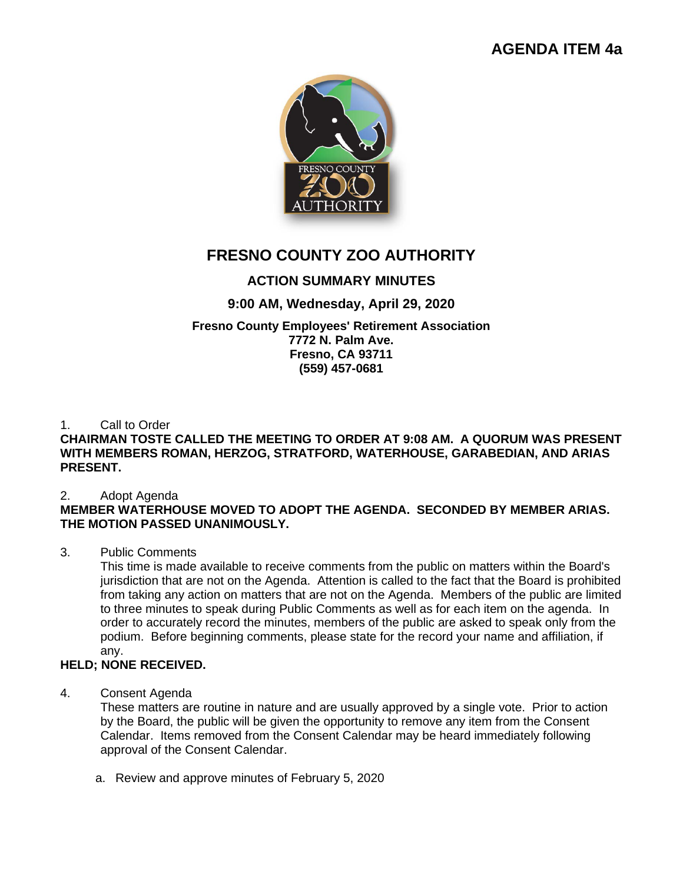**AGENDA ITEM 4a**

# FRESNO COUNTY ZOO AUTHORITY

## ACTION SUMMARY MINUTES

### 9:00 AM, Wednesday, April 29, 2020

**Fresno County Employees' Retirement Association**
**7772 N. Palm Ave.**
**Fresno, CA 93711**
**(559) 457-0681**

1. Call to Order

**CHAIRMAN TOSTE CALLED THE MEETING TO ORDER AT 9:08 AM. A QUORUM WAS PRESENT WITH MEMBERS ROMAN, HERZOG, STRATFORD, WATERHOUSE, GARABEDIAN, AND ARIAS PRESENT.**

2. Adopt Agenda

**MEMBER WATERHOUSE MOVED TO ADOPT THE AGENDA. SECONDED BY MEMBER ARIAS. THE MOTION PASSED UNANIMOUSLY.**

3. Public Comments

   This time is made available to receive comments from the public on matters within the Board's jurisdiction that are not on the Agenda. Attention is called to the fact that the Board is prohibited from taking any action on matters that are not on the Agenda. Members of the public are limited to three minutes to speak during Public Comments as well as for each item on the agenda. In order to accurately record the minutes, members of the public are asked to speak only from the podium. Before beginning comments, please state for the record your name and affiliation, if any.

**HELD; NONE RECEIVED.**

4. Consent Agenda

   These matters are routine in nature and are usually approved by a single vote. Prior to action by the Board, the public will be given the opportunity to remove any item from the Consent Calendar. Items removed from the Consent Calendar may be heard immediately following approval of the Consent Calendar.

   a. Review and approve minutes of February 5, 2020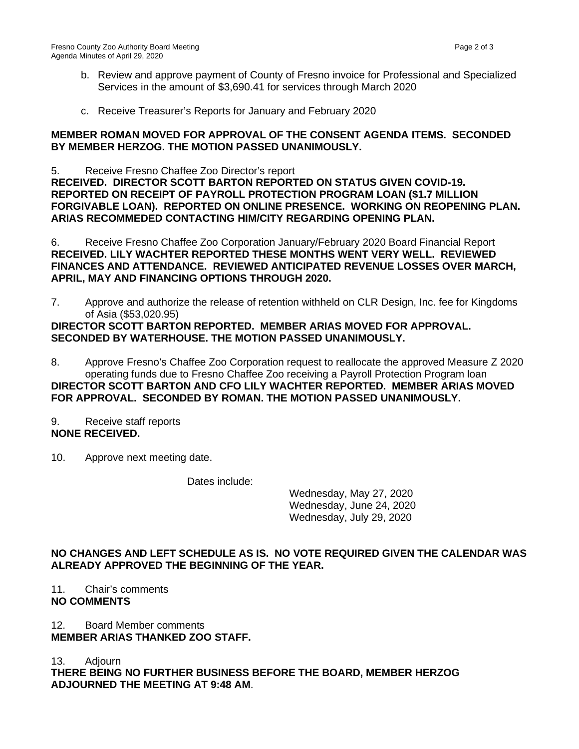b. Review and approve payment of County of Fresno invoice for Professional and Specialized Services in the amount of $3,690.41 for services through March 2020

c. Receive Treasurer's Reports for January and February 2020

**MEMBER ROMAN MOVED FOR APPROVAL OF THE CONSENT AGENDA ITEMS. SECONDED BY MEMBER HERZOG. THE MOTION PASSED UNANIMOUSLY.**

5. Receive Fresno Chaffee Zoo Director's report
**RECEIVED. DIRECTOR SCOTT BARTON REPORTED ON STATUS GIVEN COVID-19. REPORTED ON RECEIPT OF PAYROLL PROTECTION PROGRAM LOAN ($1.7 MILLION FORGIVABLE LOAN). REPORTED ON ONLINE PRESENCE. WORKING ON REOPENING PLAN. ARIAS RECOMMEDED CONTACTING HIM/CITY REGARDING OPENING PLAN.**

6. Receive Fresno Chaffee Zoo Corporation January/February 2020 Board Financial Report
**RECEIVED. LILY WACHTER REPORTED THESE MONTHS WENT VERY WELL. REVIEWED FINANCES AND ATTENDANCE. REVIEWED ANTICIPATED REVENUE LOSSES OVER MARCH, APRIL, MAY AND FINANCING OPTIONS THROUGH 2020.**

7. Approve and authorize the release of retention withheld on CLR Design, Inc. fee for Kingdoms of Asia ($53,020.95)
**DIRECTOR SCOTT BARTON REPORTED. MEMBER ARIAS MOVED FOR APPROVAL. SECONDED BY WATERHOUSE. THE MOTION PASSED UNANIMOUSLY.**

8. Approve Fresno's Chaffee Zoo Corporation request to reallocate the approved Measure Z 2020 operating funds due to Fresno Chaffee Zoo receiving a Payroll Protection Program loan
**DIRECTOR SCOTT BARTON AND CFO LILY WACHTER REPORTED. MEMBER ARIAS MOVED FOR APPROVAL. SECONDED BY ROMAN. THE MOTION PASSED UNANIMOUSLY.**

9. Receive staff reports
**NONE RECEIVED.**

10. Approve next meeting date.

Dates include:

Wednesday, May 27, 2020
Wednesday, June 24, 2020
Wednesday, July 29, 2020

**NO CHANGES AND LEFT SCHEDULE AS IS. NO VOTE REQUIRED GIVEN THE CALENDAR WAS ALREADY APPROVED THE BEGINNING OF THE YEAR.**

11. Chair's comments
**NO COMMENTS**

12. Board Member comments
**MEMBER ARIAS THANKED ZOO STAFF.**

13. Adjourn
**THERE BEING NO FURTHER BUSINESS BEFORE THE BOARD, MEMBER HERZOG ADJOURNED THE MEETING AT 9:48 AM**.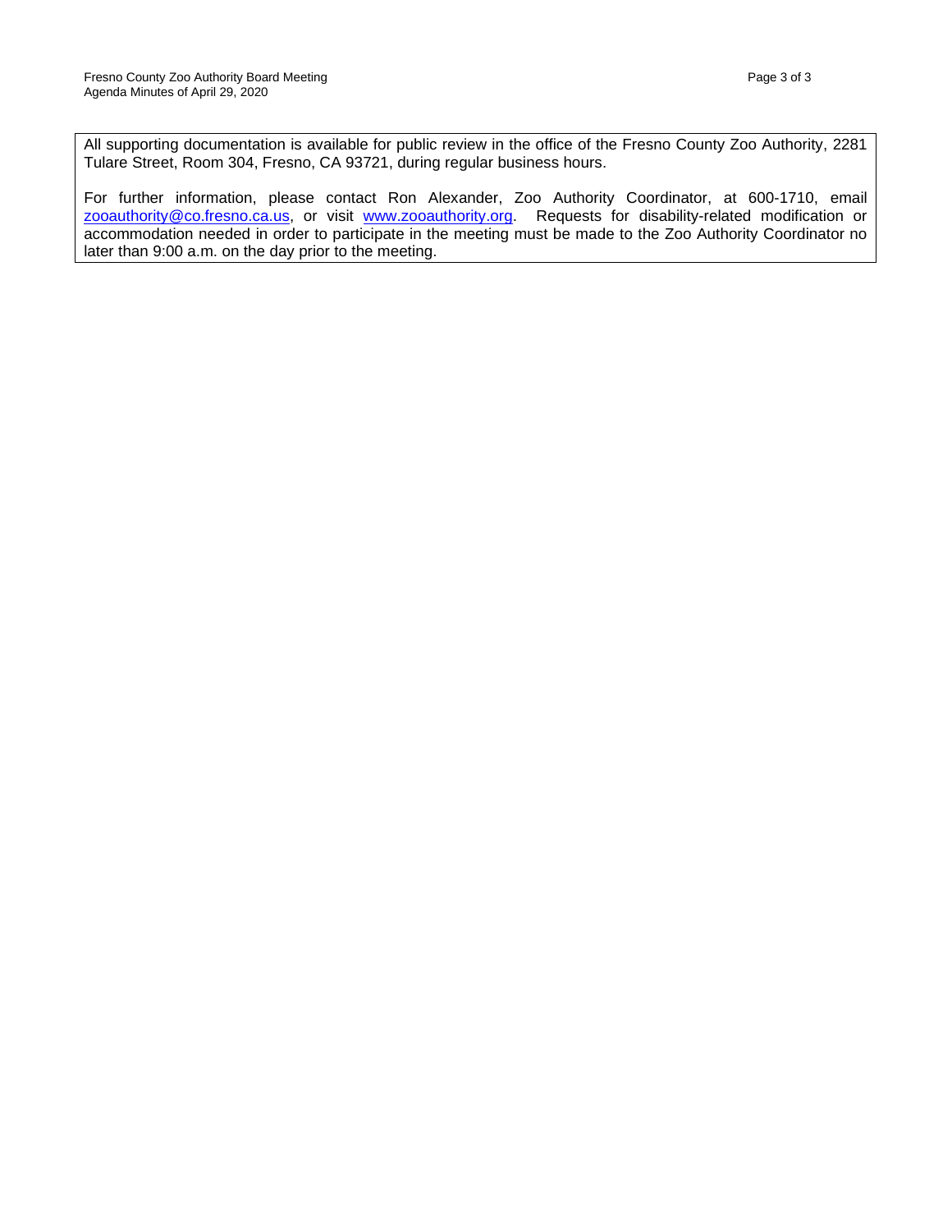All supporting documentation is available for public review in the office of the Fresno County Zoo Authority, 2281 Tulare Street, Room 304, Fresno, CA 93721, during regular business hours.

For further information, please contact Ron Alexander, Zoo Authority Coordinator, at 600-1710, email zooauthority@co.fresno.ca.us, or visit www.zooauthority.org. Requests for disability-related modification or accommodation needed in order to participate in the meeting must be made to the Zoo Authority Coordinator no later than 9:00 a.m. on the day prior to the meeting.